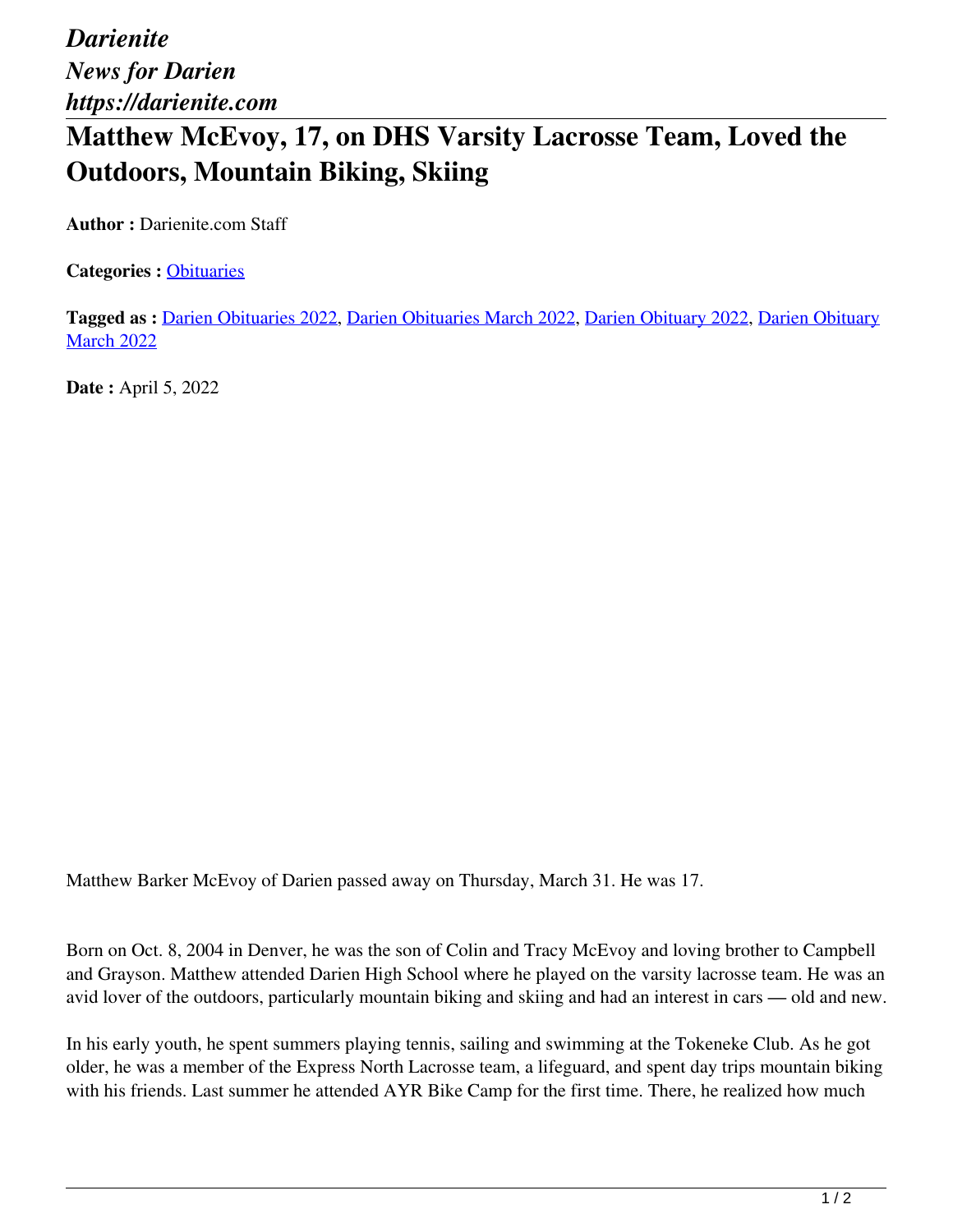*Darienite*
*News for Darien*
*https://darienite.com*

# Matthew McEvoy, 17, on DHS Varsity Lacrosse Team, Loved the Outdoors, Mountain Biking, Skiing

**Author :** Darienite.com Staff

**Categories :** Obituaries

**Tagged as :** Darien Obituaries 2022, Darien Obituaries March 2022, Darien Obituary 2022, Darien Obituary March 2022

**Date :** April 5, 2022

Matthew Barker McEvoy of Darien passed away on Thursday, March 31. He was 17.

Born on Oct. 8, 2004 in Denver, he was the son of Colin and Tracy McEvoy and loving brother to Campbell and Grayson. Matthew attended Darien High School where he played on the varsity lacrosse team. He was an avid lover of the outdoors, particularly mountain biking and skiing and had an interest in cars — old and new.

In his early youth, he spent summers playing tennis, sailing and swimming at the Tokeneke Club. As he got older, he was a member of the Express North Lacrosse team, a lifeguard, and spent day trips mountain biking with his friends. Last summer he attended AYR Bike Camp for the first time. There, he realized how much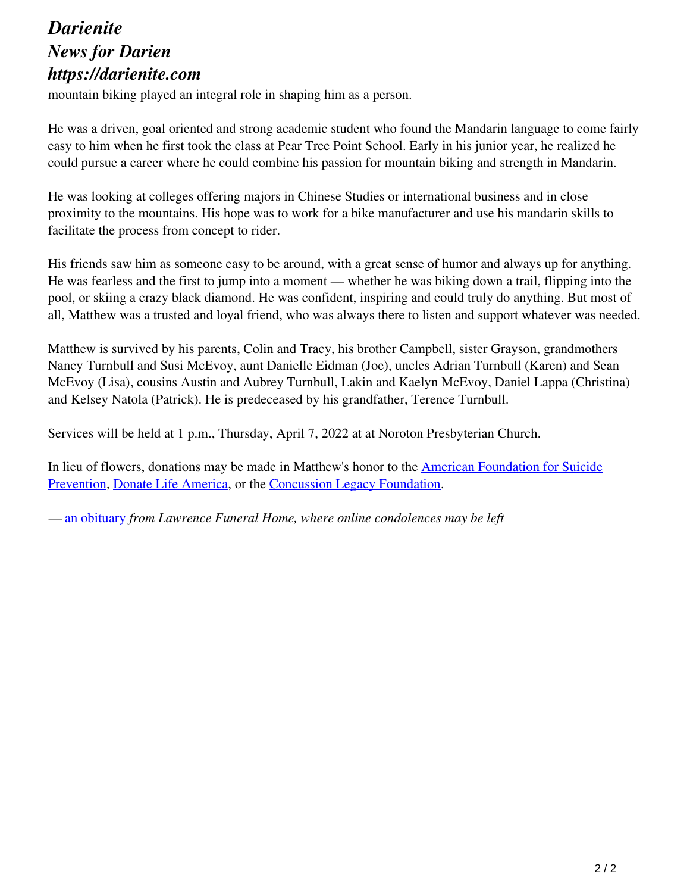mountain biking played an integral role in shaping him as a person.

He was a driven, goal oriented and strong academic student who found the Mandarin language to come fairly easy to him when he first took the class at Pear Tree Point School. Early in his junior year, he realized he could pursue a career where he could combine his passion for mountain biking and strength in Mandarin.

He was looking at colleges offering majors in Chinese Studies or international business and in close proximity to the mountains. His hope was to work for a bike manufacturer and use his mandarin skills to facilitate the process from concept to rider.

His friends saw him as someone easy to be around, with a great sense of humor and always up for anything. He was fearless and the first to jump into a moment — whether he was biking down a trail, flipping into the pool, or skiing a crazy black diamond. He was confident, inspiring and could truly do anything. But most of all, Matthew was a trusted and loyal friend, who was always there to listen and support whatever was needed.

Matthew is survived by his parents, Colin and Tracy, his brother Campbell, sister Grayson, grandmothers Nancy Turnbull and Susi McEvoy, aunt Danielle Eidman (Joe), uncles Adrian Turnbull (Karen) and Sean McEvoy (Lisa), cousins Austin and Aubrey Turnbull, Lakin and Kaelyn McEvoy, Daniel Lappa (Christina) and Kelsey Natola (Patrick). He is predeceased by his grandfather, Terence Turnbull.

Services will be held at 1 p.m., Thursday, April 7, 2022 at at Noroton Presbyterian Church.

In lieu of flowers, donations may be made in Matthew's honor to the American Foundation for Suicide Prevention, Donate Life America, or the Concussion Legacy Foundation.

— an obituary *from Lawrence Funeral Home, where online condolences may be left*